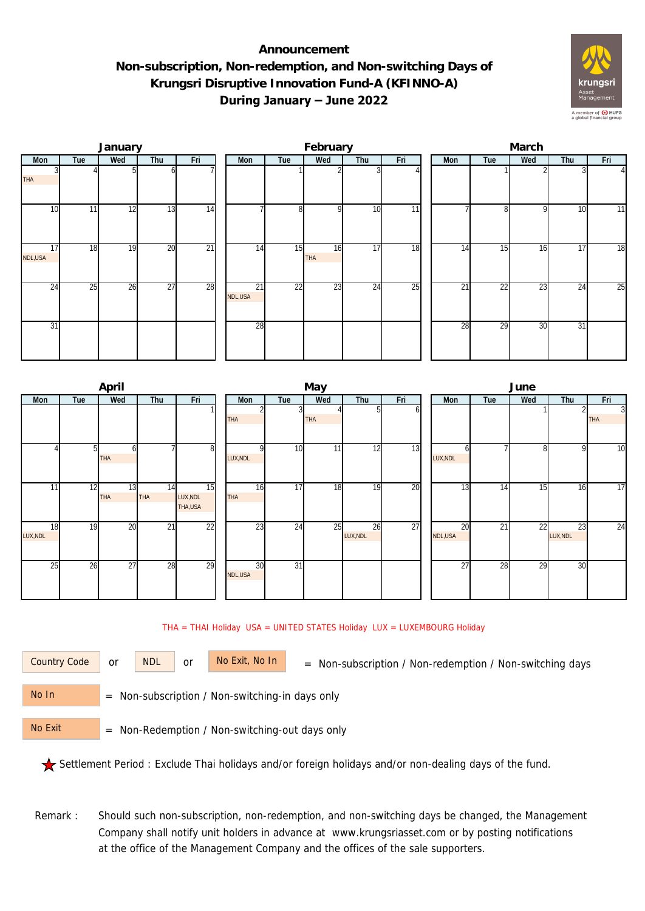# Announcement

## Non-subscription, Non-redemption, and Non-switching Days of Krungsri Disruptive Innovation Fund-A (KFINNO-A) During January – June 2022

### January

| Mon | Tue | Wed | Thu | Fri |
|---|---|---|---|---|
| 3 THA | 4 | 5 | 6 | 7 |
| 10 | 11 | 12 | 13 | 14 |
| 17 NDL,USA | 18 | 19 | 20 | 21 |
| 24 | 25 | 26 | 27 | 28 |
| 31 | | | | |

### February

| Mon | Tue | Wed | Thu | Fri |
|---|---|---|---|---|
| | 1 | 2 | 3 | 4 |
| 7 | 8 | 9 | 10 | 11 |
| 14 | 15 | 16 THA | 17 | 18 |
| 21 NDL,USA | 22 | 23 | 24 | 25 |
| 28 | | | | |

### March

| Mon | Tue | Wed | Thu | Fri |
|---|---|---|---|---|
| | 1 | 2 | 3 | 4 |
| 7 | 8 | 9 | 10 | 11 |
| 14 | 15 | 16 | 17 | 18 |
| 21 | 22 | 23 | 24 | 25 |
| 28 | 29 | 30 | 31 | |

### April

| Mon | Tue | Wed | Thu | Fri |
|---|---|---|---|---|
| | | | | 1 |
| 4 | 5 | 6 THA | 7 | 8 |
| 11 | 12 | 13 THA | 14 THA | 15 LUX,NDL THA,USA |
| 18 LUX,NDL | 19 | 20 | 21 | 22 |
| 25 | 26 | 27 | 28 | 29 |

### May

| Mon | Tue | Wed | Thu | Fri |
|---|---|---|---|---|
| 2 THA | 3 | 4 THA | 5 | 6 |
| 9 LUX,NDL | 10 | 11 | 12 | 13 |
| 16 THA | 17 | 18 | 19 | 20 |
| 23 | 24 | 25 | 26 LUX,NDL | 27 |
| 30 NDL,USA | 31 | | | |

### June

| Mon | Tue | Wed | Thu | Fri |
|---|---|---|---|---|
| | | 1 | 2 | 3 THA |
| 6 LUX,NDL | 7 | 8 | 9 | 10 |
| 13 | 14 | 15 | 16 | 17 |
| 20 NDL,USA | 21 | 22 | 23 LUX,NDL | 24 |
| 27 | 28 | 29 | 30 | |

THA = THAI Holiday USA = UNITED STATES Holiday LUX = LUXEMBOURG Holiday

Country Code or NDL or No Exit, No In = Non-subscription / Non-redemption / Non-switching days

No In = Non-subscription / Non-switching-in days only

No Exit = Non-Redemption / Non-switching-out days only

★ Settlement Period : Exclude Thai holidays and/or foreign holidays and/or non-dealing days of the fund.

Remark : Should such non-subscription, non-redemption, and non-switching days be changed, the Management Company shall notify unit holders in advance at www.krungsriasset.com or by posting notifications at the office of the Management Company and the offices of the sale supporters.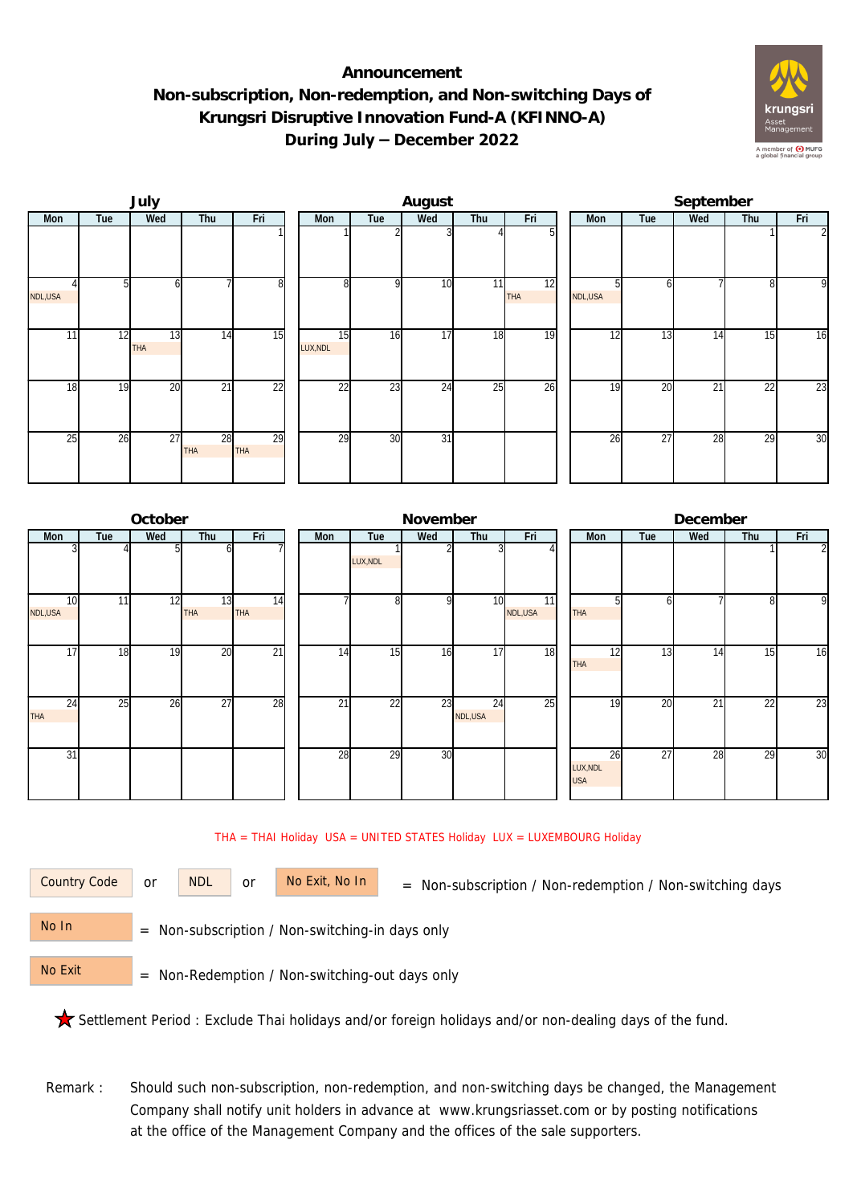# Announcement
## Non-subscription, Non-redemption, and Non-switching Days of Krungsri Disruptive Innovation Fund-A (KFINNO-A) During July – December 2022

### July

| Mon | Tue | Wed | Thu | Fri |
|---|---|---|---|---|
| | | | | 1 |
| 4 NDL,USA | 5 | 6 | 7 | 8 |
| 11 | 12 | 13 THA | 14 | 15 |
| 18 | 19 | 20 | 21 | 22 |
| 25 | 26 | 27 | 28 THA | 29 THA |

### August

| Mon | Tue | Wed | Thu | Fri |
|---|---|---|---|---|
| 1 | 2 | 3 | 4 | 5 |
| 8 | 9 | 10 | 11 | 12 THA |
| 15 LUX,NDL | 16 | 17 | 18 | 19 |
| 22 | 23 | 24 | 25 | 26 |
| 29 | 30 | 31 | | |

### September

| Mon | Tue | Wed | Thu | Fri |
|---|---|---|---|---|
| | | | 1 | 2 |
| 5 NDL,USA | 6 | 7 | 8 | 9 |
| 12 | 13 | 14 | 15 | 16 |
| 19 | 20 | 21 | 22 | 23 |
| 26 | 27 | 28 | 29 | 30 |

### October

| Mon | Tue | Wed | Thu | Fri |
|---|---|---|---|---|
| 3 | 4 | 5 | 6 | 7 |
| 10 NDL,USA | 11 | 12 | 13 THA | 14 THA |
| 17 | 18 | 19 | 20 | 21 |
| 24 THA | 25 | 26 | 27 | 28 |
| 31 | | | | |

### November

| Mon | Tue | Wed | Thu | Fri |
|---|---|---|---|---|
| | 1 LUX,NDL | 2 | 3 | 4 |
| 7 | 8 | 9 | 10 | 11 NDL,USA |
| 14 | 15 | 16 | 17 | 18 |
| 21 | 22 | 23 | 24 NDL,USA | 25 |
| 28 | 29 | 30 | | |

### December

| Mon | Tue | Wed | Thu | Fri |
|---|---|---|---|---|
| | | | 1 | 2 |
| 5 THA | 6 | 7 | 8 | 9 |
| 12 THA | 13 | 14 | 15 | 16 |
| 19 | 20 | 21 | 22 | 23 |
| 26 LUX,NDL USA | 27 | 28 | 29 | 30 |

THA = THAI Holiday USA = UNITED STATES Holiday LUX = LUXEMBOURG Holiday

Country Code or NDL or No Exit, No In = Non-subscription / Non-redemption / Non-switching days

No In = Non-subscription / Non-switching-in days only

No Exit = Non-Redemption / Non-switching-out days only

★ Settlement Period : Exclude Thai holidays and/or foreign holidays and/or non-dealing days of the fund.

Remark : Should such non-subscription, non-redemption, and non-switching days be changed, the Management Company shall notify unit holders in advance at www.krungsriasset.com or by posting notifications at the office of the Management Company and the offices of the sale supporters.